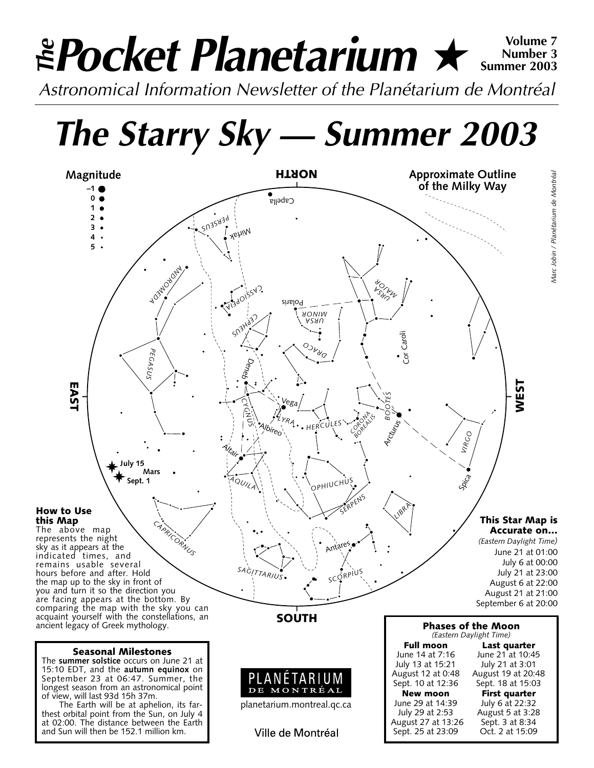# *The* Pocket Planetarium ★

**Volume 7**
**Number 3**
**Summer 2003**

*Astronomical Information Newsletter of the Planétarium de Montréal*

# *The Starry Sky — Summer 2003*

### How to Use this Map

The above map represents the night sky as it appears at the indicated times, and remains usable several hours before and after. Hold the map up to the sky in front of you and turn it so the direction you are facing appears at the bottom. By comparing the map with the sky you can acquaint yourself with the constellations, an ancient legacy of Greek mythology.

### This Star Map is Accurate on...

*(Eastern Daylight Time)*

June 21 at 01:00
July 6 at 00:00
July 21 at 23:00
August 6 at 22:00
August 21 at 21:00
September 6 at 20:00

### Seasonal Milestones

The **summer solstice** occurs on June 21 at 15:10 EDT, and the **autumn equinox** on September 23 at 06:47. Summer, the longest season from an astronomical point of view, will last 93d 15h 37m.

The Earth will be at aphelion, its farthest orbital point from the Sun, on July 4 at 02:00. The distance between the Earth and Sun will then be 152.1 million km.

PLANÉTARIUM DE MONTRÉAL
planetarium.montreal.qc.ca
Ville de Montréal

### Phases of the Moon

*(Eastern Daylight Time)*

| Full moon | Last quarter |
|---|---|
| June 14 at 7:16 | June 21 at 10:45 |
| July 13 at 15:21 | July 21 at 3:01 |
| August 12 at 0:48 | August 19 at 20:48 |
| Sept. 10 at 12:36 | Sept. 18 at 15:03 |
| **New moon** | **First quarter** |
| June 29 at 14:39 | July 6 at 22:32 |
| July 29 at 2:53 | August 5 at 3:28 |
| August 27 at 13:26 | Sept. 3 at 8:34 |
| Sept. 25 at 23:09 | Oct. 2 at 15:09 |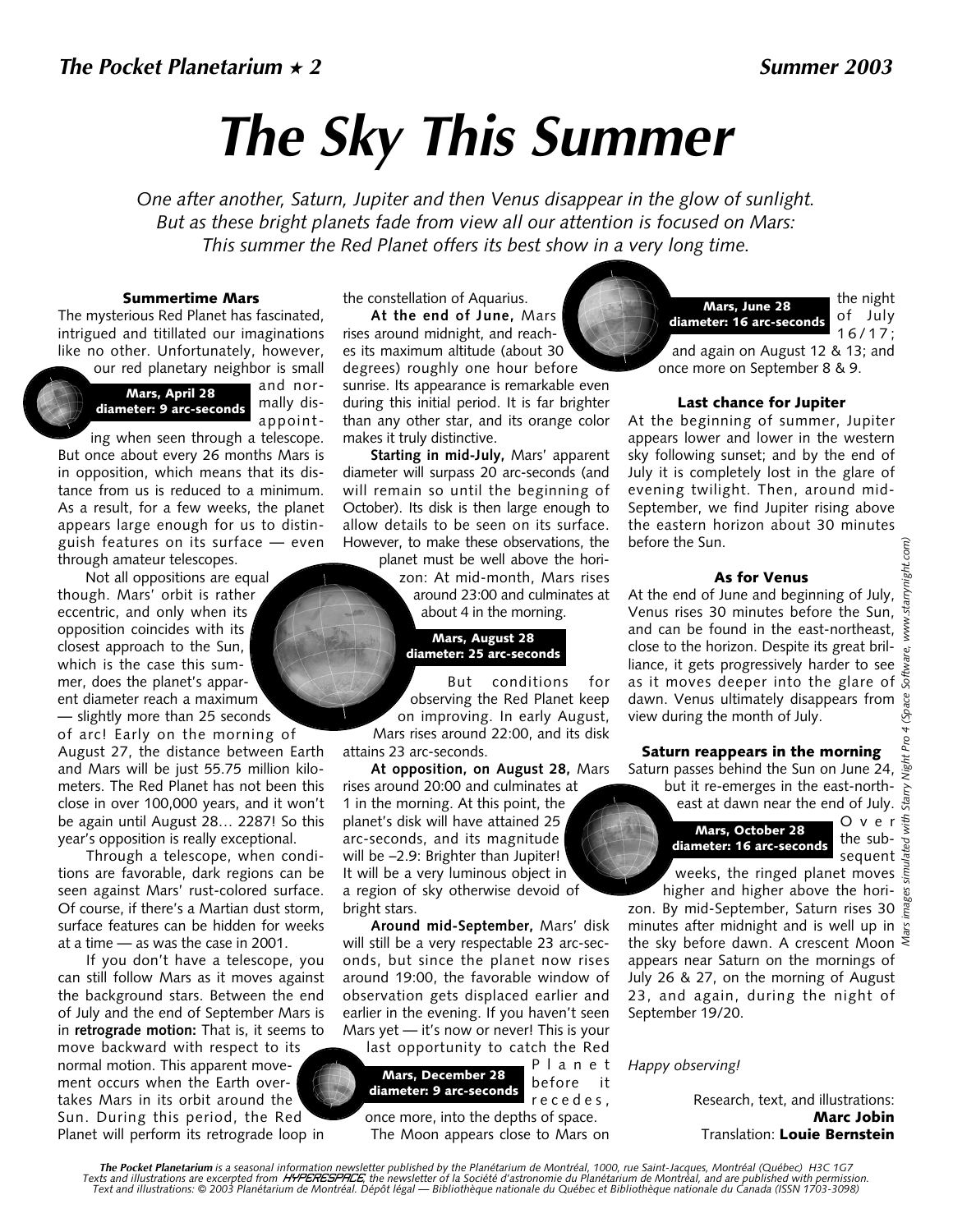# The Sky This Summer

*One after another, Saturn, Jupiter and then Venus disappear in the glow of sunlight. But as these bright planets fade from view all our attention is focused on Mars: This summer the Red Planet offers its best show in a very long time.*

### Summertime Mars

The mysterious Red Planet has fascinated, intrigued and titillated our imaginations like no other. Unfortunately, however, our red planetary neighbor is small and normally disappointing when seen through a telescope. But once about every 26 months Mars is in opposition, which means that its distance from us is reduced to a minimum. As a result, for a few weeks, the planet appears large enough for us to distinguish features on its surface — even through amateur telescopes.

**Mars, April 28**
**diameter: 9 arc-seconds**

Not all oppositions are equal though. Mars' orbit is rather eccentric, and only when its opposition coincides with its closest approach to the Sun, which is the case this summer, does the planet's apparent diameter reach a maximum — slightly more than 25 seconds of arc! Early on the morning of August 27, the distance between Earth and Mars will be just 55.75 million kilometers. The Red Planet has not been this close in over 100,000 years, and it won't be again until August 28… 2287! So this year's opposition is really exceptional.

Through a telescope, when conditions are favorable, dark regions can be seen against Mars' rust-colored surface. Of course, if there's a Martian dust storm, surface features can be hidden for weeks at a time — as was the case in 2001.

If you don't have a telescope, you can still follow Mars as it moves against the background stars. Between the end of July and the end of September Mars is in **retrograde motion:** That is, it seems to move backward with respect to its normal motion. This apparent movement occurs when the Earth overtakes Mars in its orbit around the Sun. During this period, the Red Planet will perform its retrograde loop in the constellation of Aquarius.

**At the end of June,** Mars rises around midnight, and reaches its maximum altitude (about 30 degrees) roughly one hour before sunrise. Its appearance is remarkable even during this initial period. It is far brighter than any other star, and its orange color makes it truly distinctive.

**Starting in mid-July,** Mars' apparent diameter will surpass 20 arc-seconds (and will remain so until the beginning of October). Its disk is then large enough to allow details to be seen on its surface. However, to make these observations, the planet must be well above the horizon: At mid-month, Mars rises around 23:00 and culminates at about 4 in the morning.

**Mars, August 28**
**diameter: 25 arc-seconds**

But conditions for observing the Red Planet keep on improving. In early August, Mars rises around 22:00, and its disk attains 23 arc-seconds.

**At opposition, on August 28,** Mars rises around 20:00 and culminates at 1 in the morning. At this point, the planet's disk will have attained 25 arc-seconds, and its magnitude will be –2.9: Brighter than Jupiter! It will be a very luminous object in a region of sky otherwise devoid of bright stars.

**Around mid-September,** Mars' disk will still be a very respectable 23 arc-seconds, but since the planet now rises around 19:00, the favorable window of observation gets displaced earlier and earlier in the evening. If you haven't seen Mars yet — it's now or never! This is your last opportunity to catch the Red Planet before it recedes, once more, into the depths of space.

**Mars, December 28**
**diameter: 9 arc-seconds**

The Moon appears close to Mars on the night of July 16/17; and again on August 12 & 13; and once more on September 8 & 9.

**Mars, June 28**
**diameter: 16 arc-seconds**

### Last chance for Jupiter

At the beginning of summer, Jupiter appears lower and lower in the western sky following sunset; and by the end of July it is completely lost in the glare of evening twilight. Then, around mid-September, we find Jupiter rising above the eastern horizon about 30 minutes before the Sun.

### As for Venus

At the end of June and beginning of July, Venus rises 30 minutes before the Sun, and can be found in the east-northeast, close to the horizon. Despite its great brilliance, it gets progressively harder to see as it moves deeper into the glare of dawn. Venus ultimately disappears from view during the month of July.

### Saturn reappears in the morning

Saturn passes behind the Sun on June 24, but it re-emerges in the east-northeast at dawn near the end of July. Over the subsequent weeks, the ringed planet moves higher and higher above the horizon. By mid-September, Saturn rises 30 minutes after midnight and is well up in the sky before dawn. A crescent Moon appears near Saturn on the mornings of July 26 & 27, on the morning of August 23, and again, during the night of September 19/20.

**Mars, October 28**
**diameter: 16 arc-seconds**

*Happy observing!*

Research, text, and illustrations: **Marc Jobin**
Translation: **Louie Bernstein**

*Mars images simulated with Starry Night Pro 4 (Space Software, www.starrynight.com)*

***The Pocket Planetarium*** *is a seasonal information newsletter published by the Planétarium de Montréal, 1000, rue Saint-Jacques, Montréal (Québec) H3C 1G7*
*Texts and illustrations are excerpted from HYPERESPACE, the newsletter of la Société d'astronomie du Planétarium de Montréal, and are published with permission.*
*Text and illustrations: © 2003 Planétarium de Montréal. Dépôt légal — Bibliothèque nationale du Québec et Bibliothèque nationale du Canada (ISSN 1703-3098)*